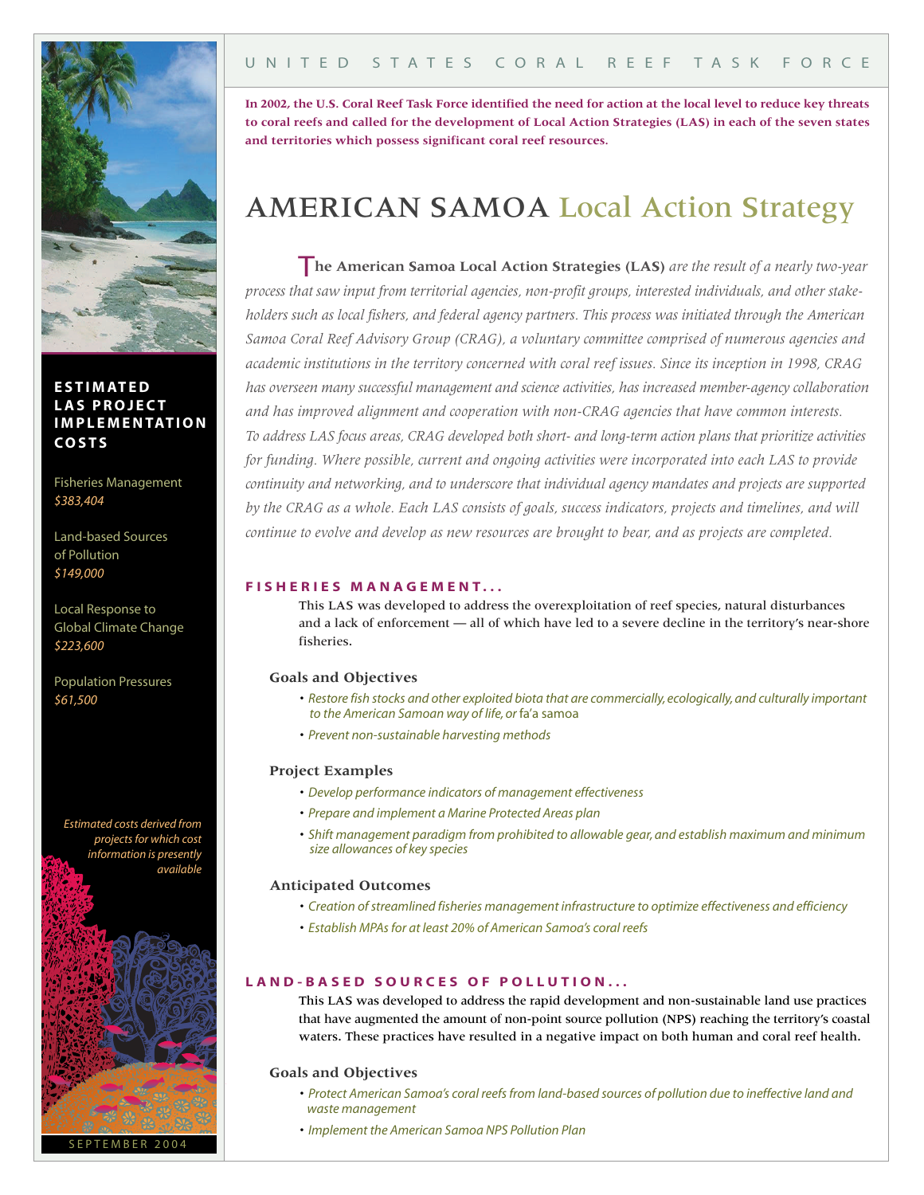UNITED STATES CORAL REEF TASK FORCE

**In 2002, the U.S. Coral Reef Task Force identified the need for action at the local level to reduce key threats to coral reefs and called for the development of Local Action Strategies (LAS) in each of the seven states and territories which possess significant coral reef resources.**

# AMERICAN SAMOA Local Action Strategy

**The American Samoa Local Action Strategies (LAS)** *are the result of a nearly two-year process that saw input from territorial agencies, non-profit groups, interested individuals, and other stakeholders such as local fishers, and federal agency partners. This process was initiated through the American Samoa Coral Reef Advisory Group (CRAG), a voluntary committee comprised of numerous agencies and academic institutions in the territory concerned with coral reef issues. Since its inception in 1998, CRAG has overseen many successful management and science activities, has increased member-agency collaboration and has improved alignment and cooperation with non-CRAG agencies that have common interests. To address LAS focus areas, CRAG developed both short- and long-term action plans that prioritize activities for funding. Where possible, current and ongoing activities were incorporated into each LAS to provide continuity and networking, and to underscore that individual agency mandates and projects are supported by the CRAG as a whole. Each LAS consists of goals, success indicators, projects and timelines, and will continue to evolve and develop as new resources are brought to bear, and as projects are completed.*

## FISHERIES MANAGEMENT...

This LAS was developed to address the overexploitation of reef species, natural disturbances and a lack of enforcement — all of which have led to a severe decline in the territory's near-shore fisheries.

### Goals and Objectives

- *Restore fish stocks and other exploited biota that are commercially, ecologically, and culturally important to the American Samoan way of life, or* fa'a samoa
- *Prevent non-sustainable harvesting methods*

### Project Examples

- *Develop performance indicators of management effectiveness*
- *Prepare and implement a Marine Protected Areas plan*
- *Shift management paradigm from prohibited to allowable gear, and establish maximum and minimum size allowances of key species*

### Anticipated Outcomes

- *Creation of streamlined fisheries management infrastructure to optimize effectiveness and efficiency*
- *Establish MPAs for at least 20% of American Samoa's coral reefs*

## LAND-BASED SOURCES OF POLLUTION...

This LAS was developed to address the rapid development and non-sustainable land use practices that have augmented the amount of non-point source pollution (NPS) reaching the territory's coastal waters. These practices have resulted in a negative impact on both human and coral reef health.

### Goals and Objectives

- *Protect American Samoa's coral reefs from land-based sources of pollution due to ineffective land and waste management*
- *Implement the American Samoa NPS Pollution Plan*

**ESTIMATED LAS PROJECT IMPLEMENTATION COSTS**

Fisheries Management
*$383,404*

Land-based Sources of Pollution
*$149,000*

Local Response to Global Climate Change
*$223,600*

Population Pressures
*$61,500*

*Estimated costs derived from projects for which cost information is presently available*

SEPTEMBER 2004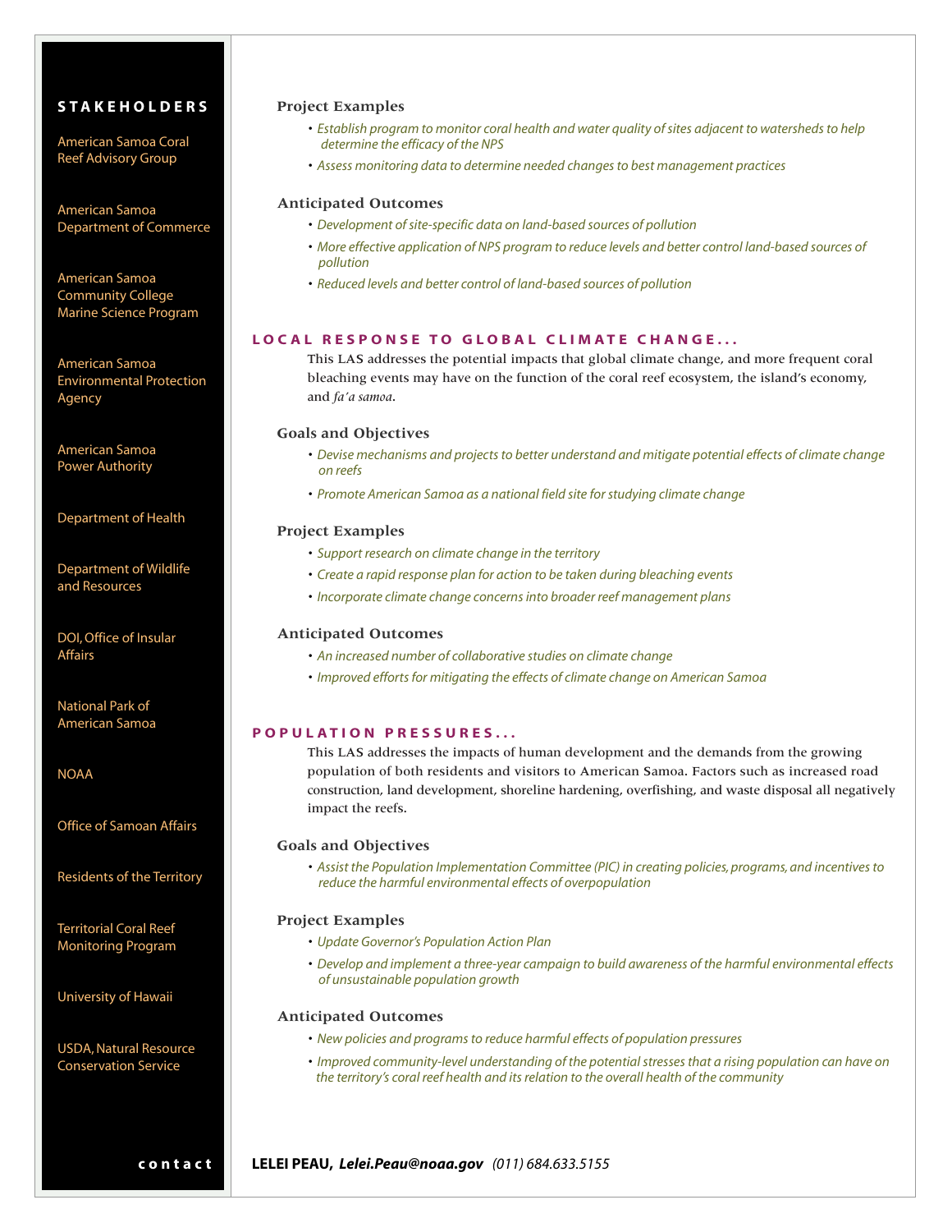## STAKEHOLDERS

American Samoa Coral Reef Advisory Group

American Samoa Department of Commerce

American Samoa Community College Marine Science Program

American Samoa Environmental Protection Agency

American Samoa Power Authority

Department of Health

Department of Wildlife and Resources

DOI, Office of Insular Affairs

National Park of American Samoa

NOAA

Office of Samoan Affairs

Residents of the Territory

Territorial Coral Reef Monitoring Program

University of Hawaii

USDA, Natural Resource Conservation Service

### Project Examples

- *Establish program to monitor coral health and water quality of sites adjacent to watersheds to help determine the efficacy of the NPS*
- *Assess monitoring data to determine needed changes to best management practices*

### Anticipated Outcomes

- *Development of site-specific data on land-based sources of pollution*
- *More effective application of NPS program to reduce levels and better control land-based sources of pollution*
- *Reduced levels and better control of land-based sources of pollution*

## LOCAL RESPONSE TO GLOBAL CLIMATE CHANGE...

This LAS addresses the potential impacts that global climate change, and more frequent coral bleaching events may have on the function of the coral reef ecosystem, the island's economy, and *fa'a samoa*.

### Goals and Objectives

- *Devise mechanisms and projects to better understand and mitigate potential effects of climate change on reefs*
- *Promote American Samoa as a national field site for studying climate change*

### Project Examples

- *Support research on climate change in the territory*
- *Create a rapid response plan for action to be taken during bleaching events*
- *Incorporate climate change concerns into broader reef management plans*

### Anticipated Outcomes

- *An increased number of collaborative studies on climate change*
- *Improved efforts for mitigating the effects of climate change on American Samoa*

## POPULATION PRESSURES...

This LAS addresses the impacts of human development and the demands from the growing population of both residents and visitors to American Samoa. Factors such as increased road construction, land development, shoreline hardening, overfishing, and waste disposal all negatively impact the reefs.

### Goals and Objectives

- *Assist the Population Implementation Committee (PIC) in creating policies, programs, and incentives to reduce the harmful environmental effects of overpopulation*

### Project Examples

- *Update Governor's Population Action Plan*
- *Develop and implement a three-year campaign to build awareness of the harmful environmental effects of unsustainable population growth*

### Anticipated Outcomes

- *New policies and programs to reduce harmful effects of population pressures*
- *Improved community-level understanding of the potential stresses that a rising population can have on the territory's coral reef health and its relation to the overall health of the community*

**contact** **LELEI PEAU,** ***Lelei.Peau@noaa.gov*** *(011) 684.633.5155*